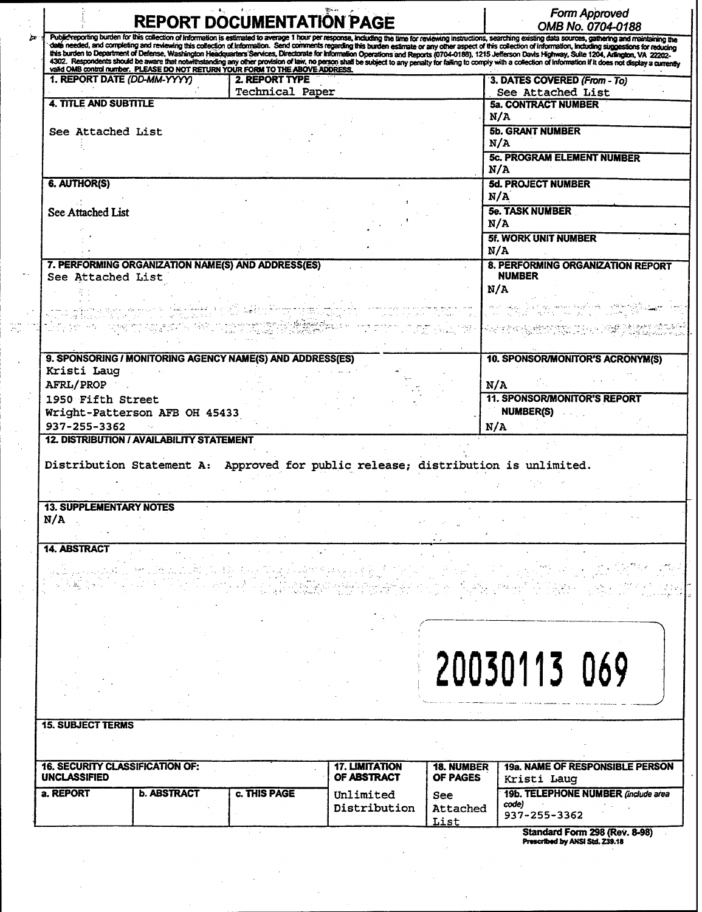# REPORT DOCUMENTATION PAGE

*Form Approved*
*OMB No. 0704-0188*

Public reporting burden for this collection of information is estimated to average 1 hour per response, including the time for reviewing instructions, searching existing data sources, gathering and maintaining the data needed, and completing and reviewing this collection of information. Send comments regarding this burden estimate or any other aspect of this collection of information, including suggestions for reducing this burden to Department of Defense, Washington Headquarters Services, Directorate for Information Operations and Reports (0704-0188), 1215 Jefferson Davis Highway, Suite 1204, Arlington, VA 22202-4302. Respondents should be aware that notwithstanding any other provision of law, no person shall be subject to any penalty for failing to comply with a collection of information if it does not display a currently valid OMB control number. **PLEASE DO NOT RETURN YOUR FORM TO THE ABOVE ADDRESS.**

| **1. REPORT DATE** *(DD-MM-YYYY)* | **2. REPORT TYPE** | **3. DATES COVERED** *(From - To)* |
|---|---|---|
| | Technical Paper | See Attached List |

| **4. TITLE AND SUBTITLE** | |
|---|---|
| See Attached List | **5a. CONTRACT NUMBER** N/A |
| | **5b. GRANT NUMBER** N/A |
| | **5c. PROGRAM ELEMENT NUMBER** N/A |
| **6. AUTHOR(S)** | **5d. PROJECT NUMBER** N/A |
| See Attached List | **5e. TASK NUMBER** N/A |
| | **5f. WORK UNIT NUMBER** N/A |
| **7. PERFORMING ORGANIZATION NAME(S) AND ADDRESS(ES)** See Attached List | **8. PERFORMING ORGANIZATION REPORT NUMBER** N/A |
| **9. SPONSORING / MONITORING AGENCY NAME(S) AND ADDRESS(ES)** Kristi Laug, AFRL/PROP, 1950 Fifth Street, Wright-Patterson AFB OH 45433, 937-255-3362 | **10. SPONSOR/MONITOR'S ACRONYM(S)** N/A |
| | **11. SPONSOR/MONITOR'S REPORT NUMBER(S)** N/A |

**12. DISTRIBUTION / AVAILABILITY STATEMENT**

Distribution Statement A: Approved for public release; distribution is unlimited.

**13. SUPPLEMENTARY NOTES**

N/A

**14. ABSTRACT**

20030113 069

**15. SUBJECT TERMS**

| **16. SECURITY CLASSIFICATION OF:** UNCLASSIFIED | | | **17. LIMITATION OF ABSTRACT** | **18. NUMBER OF PAGES** | **19a. NAME OF RESPONSIBLE PERSON** |
|---|---|---|---|---|---|
| **a. REPORT** | **b. ABSTRACT** | **c. THIS PAGE** | Unlimited Distribution | See Attached List | Kristi Laug |
| | | | | | **19b. TELEPHONE NUMBER** *(include area code)* 937-255-3362 |

**Standard Form 298 (Rev. 8-98)**
Prescribed by ANSI Std. Z39.18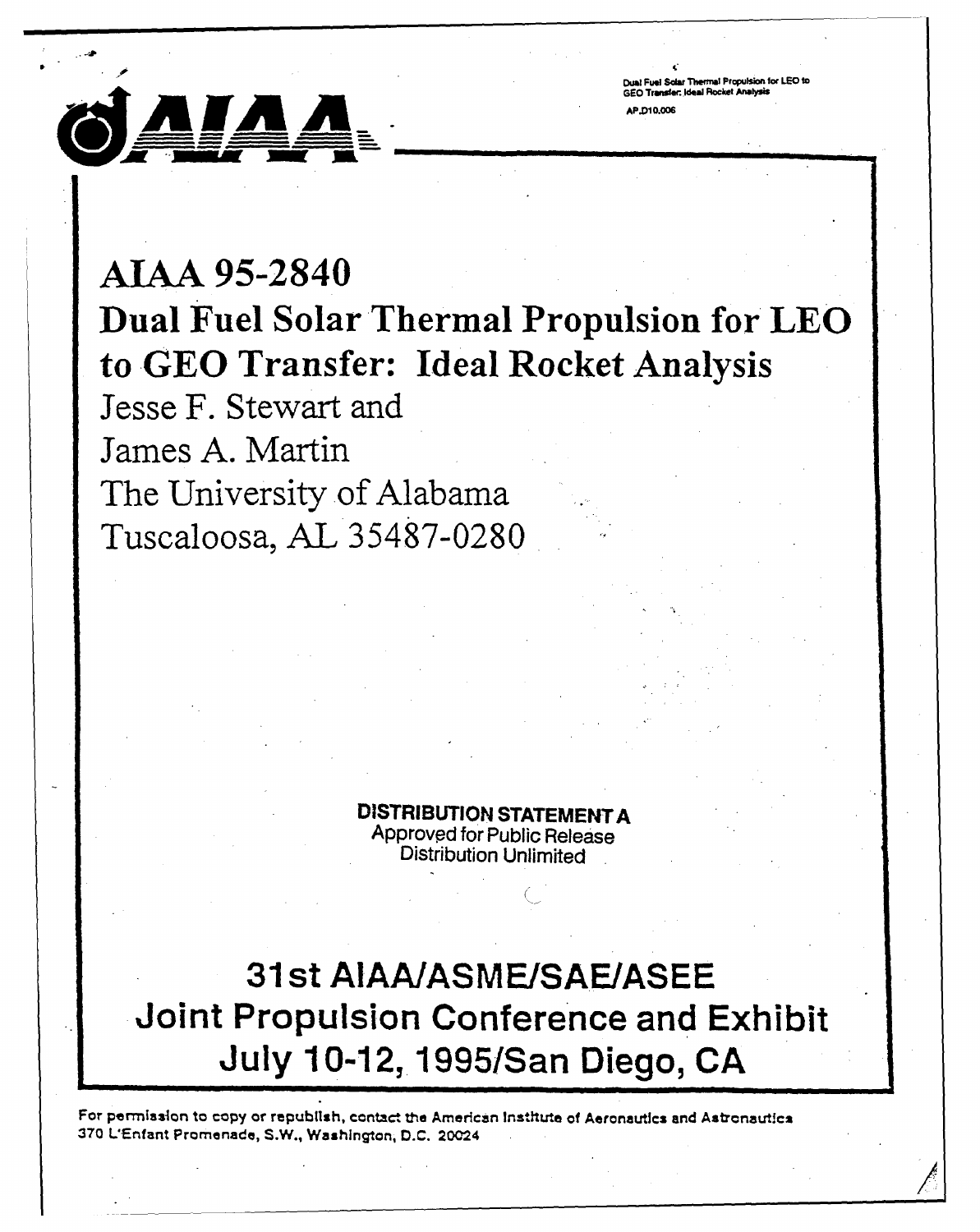Dual Fuel Solar Thermal Propulsion for LEO to GEO Transfer: Ideal Rocket Analysis

AP.D10.006

# AIAA 95-2840

# Dual Fuel Solar Thermal Propulsion for LEO to GEO Transfer: Ideal Rocket Analysis

Jesse F. Stewart and
James A. Martin
The University of Alabama
Tuscaloosa, AL 35487-0280

**DISTRIBUTION STATEMENT A**
Approved for Public Release
Distribution Unlimited

## 31st AIAA/ASME/SAE/ASEE Joint Propulsion Conference and Exhibit July 10-12, 1995/San Diego, CA

For permission to copy or republish, contact the American Institute of Aeronautics and Astronautics 370 L'Enfant Promenade, S.W., Washington, D.C. 20024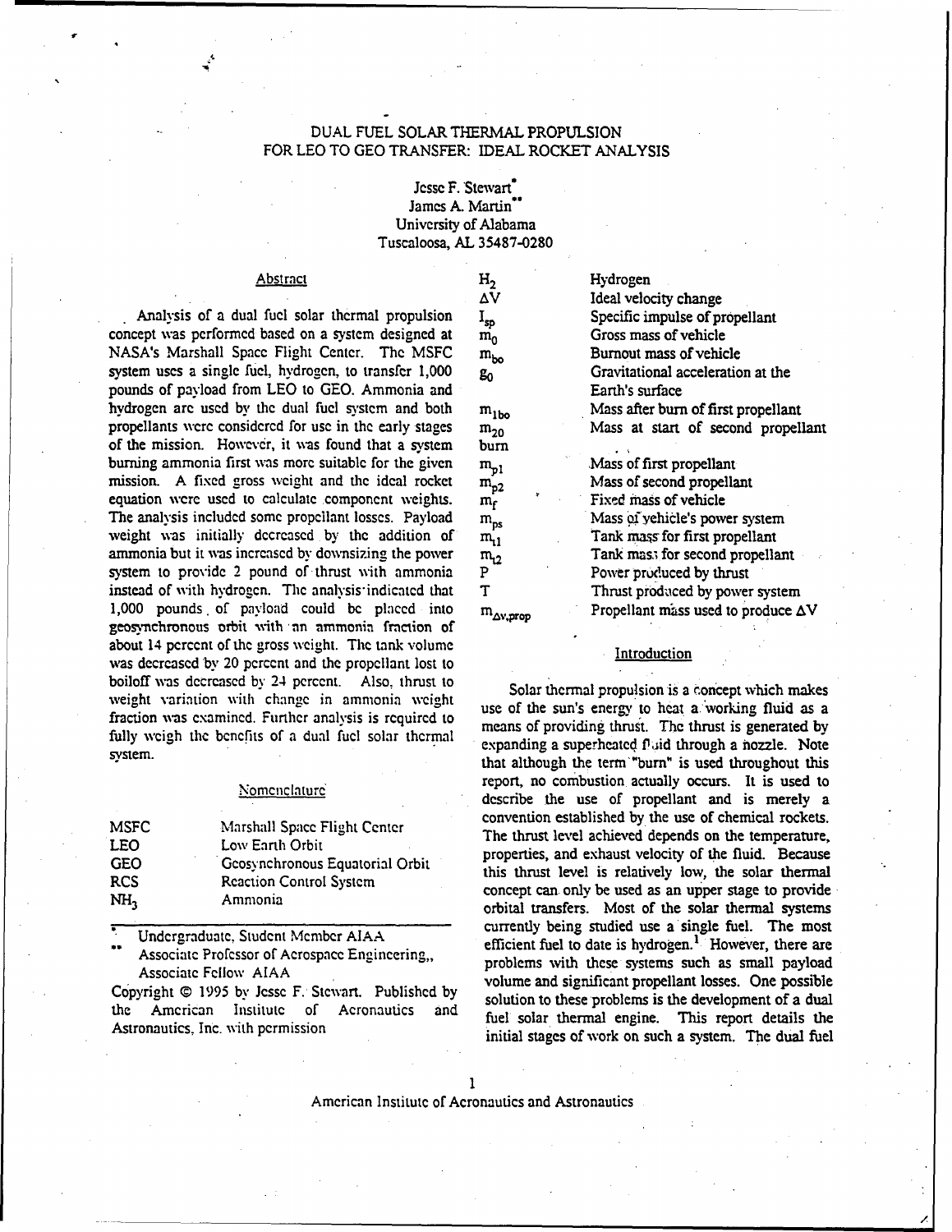# DUAL FUEL SOLAR THERMAL PROPULSION FOR LEO TO GEO TRANSFER: IDEAL ROCKET ANALYSIS

Jesse F. Stewart*
James A. Martin**
University of Alabama
Tuscaloosa, AL 35487-0280

## Abstract

Analysis of a dual fuel solar thermal propulsion concept was performed based on a system designed at NASA's Marshall Space Flight Center. The MSFC system uses a single fuel, hydrogen, to transfer 1,000 pounds of payload from LEO to GEO. Ammonia and hydrogen are used by the dual fuel system and both propellants were considered for use in the early stages of the mission. However, it was found that a system burning ammonia first was more suitable for the given mission. A fixed gross weight and the ideal rocket equation were used to calculate component weights. The analysis included some propellant losses. Payload weight was initially decreased by the addition of ammonia but it was increased by downsizing the power system to provide 2 pound of thrust with ammonia instead of with hydrogen. The analysis indicated that 1,000 pounds of payload could be placed into geosynchronous orbit with an ammonia fraction of about 14 percent of the gross weight. The tank volume was decreased by 20 percent and the propellant lost to boiloff was decreased by 24 percent. Also, thrust to weight variation with change in ammonia weight fraction was examined. Further analysis is required to fully weigh the benefits of a dual fuel solar thermal system.

## Nomenclature

| | |
|---|---|
| MSFC | Marshall Space Flight Center |
| LEO | Low Earth Orbit |
| GEO | Geosynchronous Equatorial Orbit |
| RCS | Reaction Control System |
| $NH_3$ | Ammonia |
| $H_2$ | Hydrogen |
| $\Delta V$ | Ideal velocity change |
| $I_{sp}$ | Specific impulse of propellant |
| $m_0$ | Gross mass of vehicle |
| $m_{bo}$ | Burnout mass of vehicle |
| $g_0$ | Gravitational acceleration at the Earth's surface |
| $m_{1bo}$ | Mass after burn of first propellant |
| $m_{20}$ burn | Mass at start of second propellant |
| $m_{p1}$ | Mass of first propellant |
| $m_{p2}$ | Mass of second propellant |
| $m_f$ | Fixed mass of vehicle |
| $m_{ps}$ | Mass of vehicle's power system |
| $m_{t1}$ | Tank mass for first propellant |
| $m_{t2}$ | Tank mass for second propellant |
| P | Power produced by thrust |
| T | Thrust produced by power system |
| $m_{\Delta v,prop}$ | Propellant mass used to produce $\Delta V$ |

\* Undergraduate, Student Member AIAA

\*\* Associate Professor of Aerospace Engineering,, Associate Fellow AIAA

Copyright © 1995 by Jesse F. Stewart. Published by the American Institute of Aeronautics and Astronautics, Inc. with permission

## Introduction

Solar thermal propulsion is a concept which makes use of the sun's energy to heat a working fluid as a means of providing thrust. The thrust is generated by expanding a superheated fluid through a nozzle. Note that although the term "burn" is used throughout this report, no combustion actually occurs. It is used to describe the use of propellant and is merely a convention established by the use of chemical rockets. The thrust level achieved depends on the temperature, properties, and exhaust velocity of the fluid. Because this thrust level is relatively low, the solar thermal concept can only be used as an upper stage to provide orbital transfers. Most of the solar thermal systems currently being studied use a single fuel. The most efficient fuel to date is hydrogen.[1] However, there are problems with these systems such as small payload volume and significant propellant losses. One possible solution to these problems is the development of a dual fuel solar thermal engine. This report details the initial stages of work on such a system. The dual fuel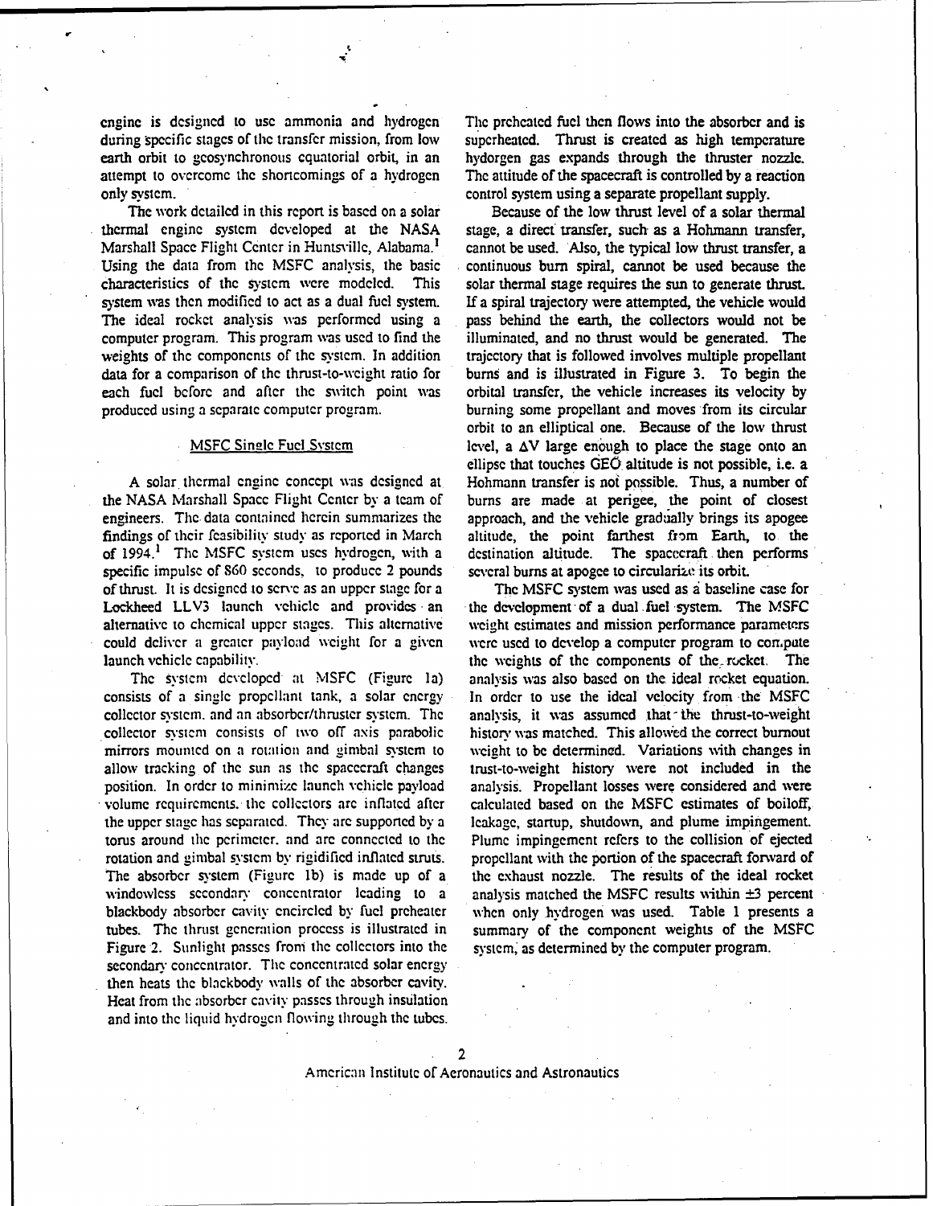engine is designed to use ammonia and hydrogen during specific stages of the transfer mission, from low earth orbit to geosynchronous equatorial orbit, in an attempt to overcome the shortcomings of a hydrogen only system.

The work detailed in this report is based on a solar thermal engine system developed at the NASA Marshall Space Flight Center in Huntsville, Alabama.[1] Using the data from the MSFC analysis, the basic characteristics of the system were modeled. This system was then modified to act as a dual fuel system. The ideal rocket analysis was performed using a computer program. This program was used to find the weights of the components of the system. In addition data for a comparison of the thrust-to-weight ratio for each fuel before and after the switch point was produced using a separate computer program.

## MSFC Single Fuel System

A solar thermal engine concept was designed at the NASA Marshall Space Flight Center by a team of engineers. The data contained herein summarizes the findings of their feasibility study as reported in March of 1994.[1] The MSFC system uses hydrogen, with a specific impulse of 860 seconds, to produce 2 pounds of thrust. It is designed to serve as an upper stage for a Lockheed LLV3 launch vehicle and provides an alternative to chemical upper stages. This alternative could deliver a greater payload weight for a given launch vehicle capability.

The system developed at MSFC (Figure 1a) consists of a single propellant tank, a solar energy collector system, and an absorber/thruster system. The collector system consists of two off axis parabolic mirrors mounted on a rotation and gimbal system to allow tracking of the sun as the spacecraft changes position. In order to minimize launch vehicle payload volume requirements, the collectors are inflated after the upper stage has separated. They are supported by a torus around the perimeter, and are connected to the rotation and gimbal system by rigidified inflated struts. The absorber system (Figure 1b) is made up of a windowless secondary concentrator leading to a blackbody absorber cavity encircled by fuel preheater tubes. The thrust generation process is illustrated in Figure 2. Sunlight passes from the collectors into the secondary concentrator. The concentrated solar energy then heats the blackbody walls of the absorber cavity. Heat from the absorber cavity passes through insulation and into the liquid hydrogen flowing through the tubes. The preheated fuel then flows into the absorber and is superheated. Thrust is created as high temperature hydorgen gas expands through the thruster nozzle. The attitude of the spacecraft is controlled by a reaction control system using a separate propellant supply.

Because of the low thrust level of a solar thermal stage, a direct transfer, such as a Hohmann transfer, cannot be used. Also, the typical low thrust transfer, a continuous burn spiral, cannot be used because the solar thermal stage requires the sun to generate thrust. If a spiral trajectory were attempted, the vehicle would pass behind the earth, the collectors would not be illuminated, and no thrust would be generated. The trajectory that is followed involves multiple propellant burns and is illustrated in Figure 3. To begin the orbital transfer, the vehicle increases its velocity by burning some propellant and moves from its circular orbit to an elliptical one. Because of the low thrust level, a $\Delta V$ large enough to place the stage onto an ellipse that touches GEO altitude is not possible, i.e. a Hohmann transfer is not possible. Thus, a number of burns are made at perigee, the point of closest approach, and the vehicle gradually brings its apogee altitude, the point farthest from Earth, to the destination altitude. The spacecraft then performs several burns at apogee to circularize its orbit.

The MSFC system was used as a baseline case for the development of a dual fuel system. The MSFC weight estimates and mission performance parameters were used to develop a computer program to compute the weights of the components of the rocket. The analysis was also based on the ideal rocket equation. In order to use the ideal velocity from the MSFC analysis, it was assumed that the thrust-to-weight history was matched. This allowed the correct burnout weight to be determined. Variations with changes in trust-to-weight history were not included in the analysis. Propellant losses were considered and were calculated based on the MSFC estimates of boiloff, leakage, startup, shutdown, and plume impingement. Plume impingement refers to the collision of ejected propellant with the portion of the spacecraft forward of the exhaust nozzle. The results of the ideal rocket analysis matched the MSFC results within ±3 percent when only hydrogen was used. Table 1 presents a summary of the component weights of the MSFC system, as determined by the computer program.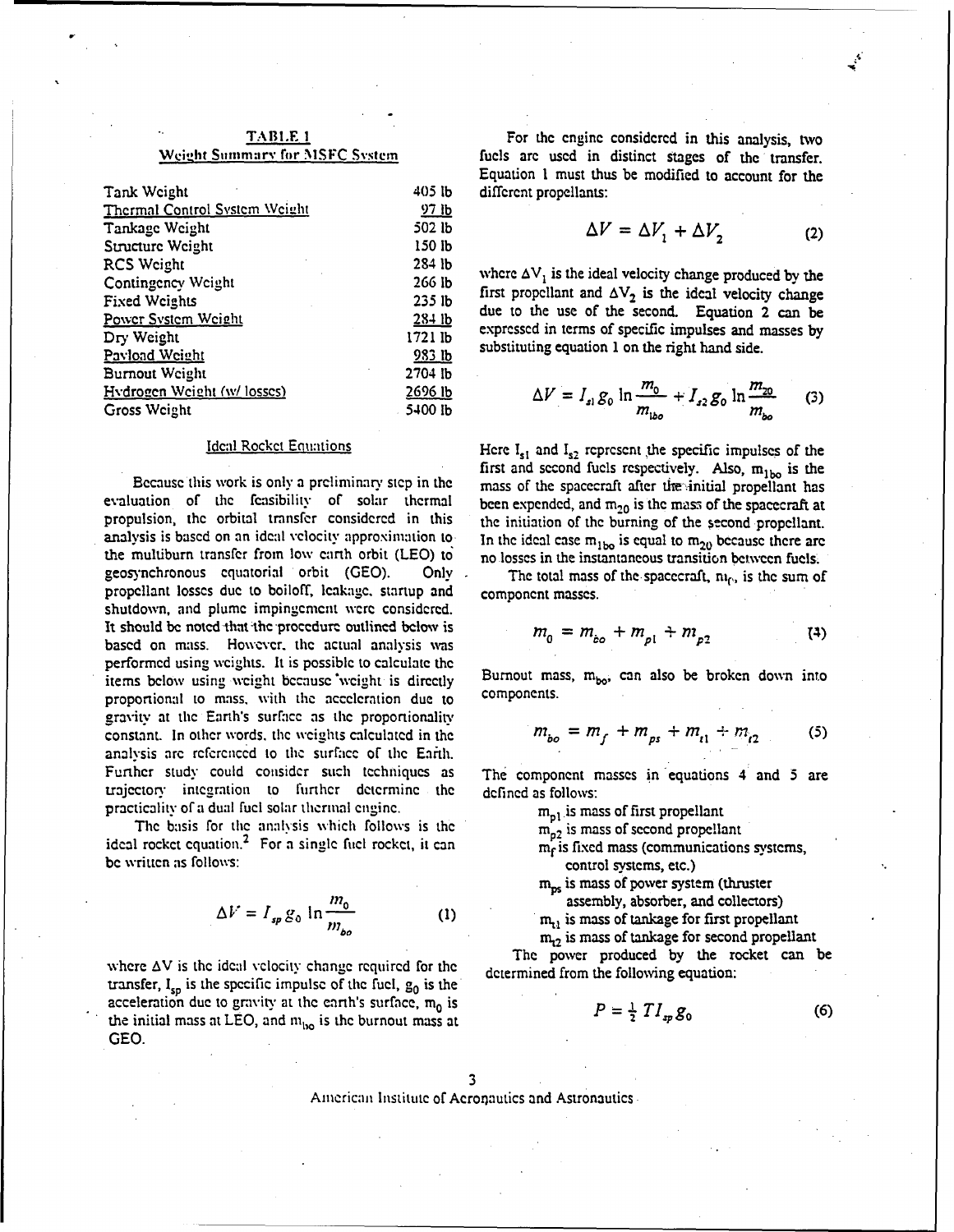**TABLE 1**
**Weight Summary for MSFC System**

| Item | Weight |
|---|---|
| Tank Weight | 405 lb |
| Thermal Control System Weight | 97 lb |
| Tankage Weight | 502 lb |
| Structure Weight | 150 lb |
| RCS Weight | 284 lb |
| Contingency Weight | 266 lb |
| Fixed Weights | 235 lb |
| Power System Weight | 284 lb |
| Dry Weight | 1721 lb |
| Payload Weight | 983 lb |
| Burnout Weight | 2704 lb |
| Hydrogen Weight (w/ losses) | 2696 lb |
| Gross Weight | 5400 lb |

## Ideal Rocket Equations

Because this work is only a preliminary step in the evaluation of the feasibility of solar thermal propulsion, the orbital transfer considered in this analysis is based on an ideal velocity approximation to the multiburn transfer from low earth orbit (LEO) to geosynchronous equatorial orbit (GEO). Only propellant losses due to boiloff, leakage, startup and shutdown, and plume impingement were considered. It should be noted that the procedure outlined below is based on mass. However, the actual analysis was performed using weights. It is possible to calculate the items below using weight because weight is directly proportional to mass, with the acceleration due to gravity at the Earth's surface as the proportionality constant. In other words, the weights calculated in the analysis are referenced to the surface of the Earth. Further study could consider such techniques as trajectory integration to further determine the practicality of a dual fuel solar thermal engine.

The basis for the analysis which follows is the ideal rocket equation.[2] For a single fuel rocket, it can be written as follows:

$$\Delta V = I_{sp} g_0 \ln \frac{m_0}{m_{bo}} \tag{1}$$

where $\Delta V$ is the ideal velocity change required for the transfer, $I_{sp}$ is the specific impulse of the fuel, $g_0$ is the acceleration due to gravity at the earth's surface, $m_0$ is the initial mass at LEO, and $m_{bo}$ is the burnout mass at GEO.

For the engine considered in this analysis, two fuels are used in distinct stages of the transfer. Equation 1 must thus be modified to account for the different propellants:

$$\Delta V = \Delta V_1 + \Delta V_2 \tag{2}$$

where $\Delta V_1$ is the ideal velocity change produced by the first propellant and $\Delta V_2$ is the ideal velocity change due to the use of the second. Equation 2 can be expressed in terms of specific impulses and masses by substituting equation 1 on the right hand side.

$$\Delta V = I_{s1} g_0 \ln \frac{m_0}{m_{1bo}} + I_{s2} g_0 \ln \frac{m_{20}}{m_{bo}} \tag{3}$$

Here $I_{s1}$ and $I_{s2}$ represent the specific impulses of the first and second fuels respectively. Also, $m_{1bo}$ is the mass of the spacecraft after the initial propellant has been expended, and $m_{20}$ is the mass of the spacecraft at the initiation of the burning of the second propellant. In the ideal case $m_{1bo}$ is equal to $m_{20}$ because there are no losses in the instantaneous transition between fuels.

The total mass of the spacecraft, $m_0$, is the sum of component masses.

$$m_0 = m_{bo} + m_{p1} + m_{p2} \tag{4}$$

Burnout mass, $m_{bo}$, can also be broken down into components.

$$m_{bo} = m_f + m_{ps} + m_{t1} + m_{t2} \tag{5}$$

The component masses in equations 4 and 5 are defined as follows:

- $m_{p1}$ is mass of first propellant
- $m_{p2}$ is mass of second propellant
- $m_f$ is fixed mass (communications systems, control systems, etc.)
- $m_{ps}$ is mass of power system (thruster assembly, absorber, and collectors)
- $m_{t1}$ is mass of tankage for first propellant
- $m_{t2}$ is mass of tankage for second propellant

The power produced by the rocket can be determined from the following equation:

$$P = \tfrac{1}{2} T I_{sp} g_0 \tag{6}$$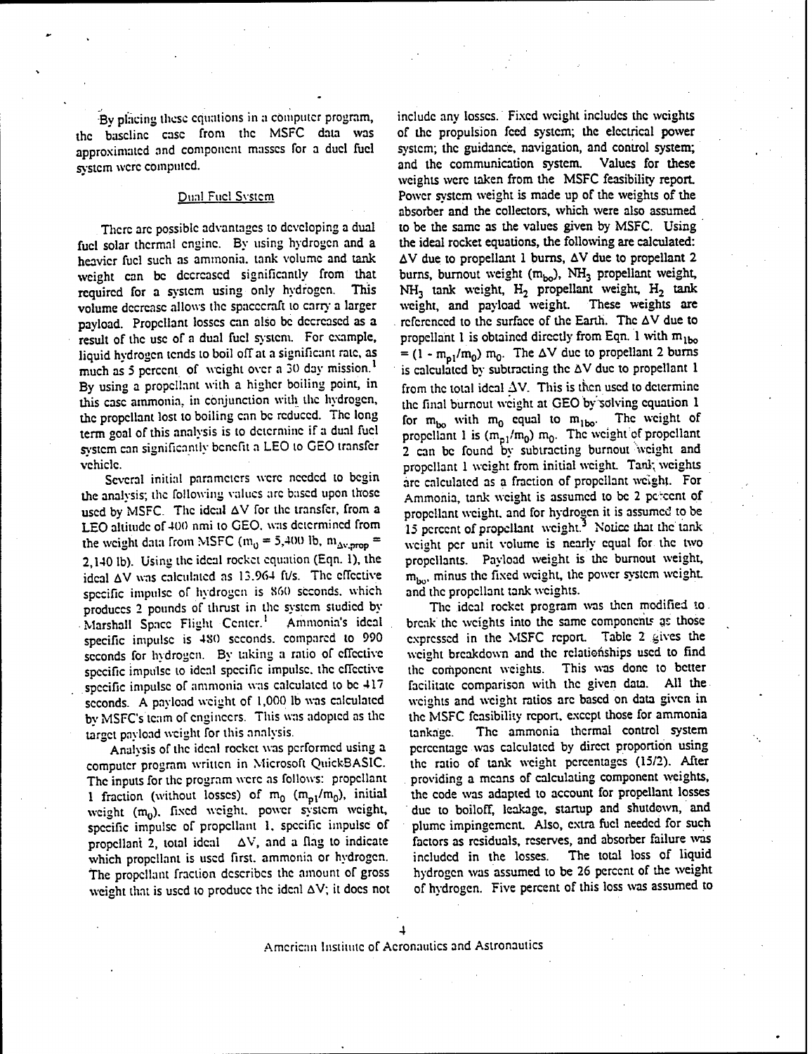By placing these equations in a computer program, the baseline case from the MSFC data was approximated and component masses for a duel fuel system were computed.

### Dual Fuel System

There are possible advantages to developing a dual fuel solar thermal engine. By using hydrogen and a heavier fuel such as ammonia, tank volume and tank weight can be decreased significantly from that required for a system using only hydrogen. This volume decrease allows the spacecraft to carry a larger payload. Propellant losses can also be decreased as a result of the use of a dual fuel system. For example, liquid hydrogen tends to boil off at a significant rate, as much as 5 percent of weight over a 30 day mission.[1] By using a propellant with a higher boiling point, in this case ammonia, in conjunction with the hydrogen, the propellant lost to boiling can be reduced. The long term goal of this analysis is to determine if a dual fuel system can significantly benefit a LEO to GEO transfer vehicle.

Several initial parameters were needed to begin the analysis; the following values are based upon those used by MSFC. The ideal ΔV for the transfer, from a LEO altitude of 400 nmi to GEO, was determined from the weight data from MSFC ($m_0$ = 5,400 lb, $m_{\Delta v,prop}$ = 2,140 lb). Using the ideal rocket equation (Eqn. 1), the ideal ΔV was calculated as 13.964 ft/s. The effective specific impulse of hydrogen is 860 seconds, which produces 2 pounds of thrust in the system studied by Marshall Space Flight Center.[1] Ammonia's ideal specific impulse is 480 seconds, compared to 990 seconds for hydrogen. By taking a ratio of effective specific impulse to ideal specific impulse, the effective specific impulse of ammonia was calculated to be 417 seconds. A payload weight of 1,000 lb was calculated by MSFC's team of engineers. This was adopted as the target payload weight for this analysis.

Analysis of the ideal rocket was performed using a computer program written in Microsoft QuickBASIC. The inputs for the program were as follows: propellant 1 fraction (without losses) of $m_0$ ($m_{p1}/m_0$), initial weight ($m_0$), fixed weight, power system weight, specific impulse of propellant 1, specific impulse of propellant 2, total ideal ΔV, and a flag to indicate which propellant is used first, ammonia or hydrogen. The propellant fraction describes the amount of gross weight that is used to produce the ideal ΔV; it does not include any losses. Fixed weight includes the weights of the propulsion feed system; the electrical power system; the guidance, navigation, and control system; and the communication system. Values for these weights were taken from the MSFC feasibility report. Power system weight is made up of the weights of the absorber and the collectors, which were also assumed to be the same as the values given by MSFC. Using the ideal rocket equations, the following are calculated: ΔV due to propellant 1 burns, ΔV due to propellant 2 burns, burnout weight ($m_{bo}$), $NH_3$ propellant weight, $NH_3$ tank weight, $H_2$ propellant weight, $H_2$ tank weight, and payload weight. These weights are referenced to the surface of the Earth. The ΔV due to propellant 1 is obtained directly from Eqn. 1 with $m_{1bo}$ = $(1 - m_{p1}/m_0)\, m_0$. The ΔV due to propellant 2 burns is calculated by subtracting the ΔV due to propellant 1 from the total ideal ΔV. This is then used to determine the final burnout weight at GEO by solving equation 1 for $m_{bo}$ with $m_0$ equal to $m_{1bo}$. The weight of propellant 1 is $(m_{p1}/m_0)\, m_0$. The weight of propellant 2 can be found by subtracting burnout weight and propellant 1 weight from initial weight. Tank weights are calculated as a fraction of propellant weight. For Ammonia, tank weight is assumed to be 2 percent of propellant weight, and for hydrogen it is assumed to be 15 percent of propellant weight.[3] Notice that the tank weight per unit volume is nearly equal for the two propellants. Payload weight is the burnout weight, $m_{bo}$, minus the fixed weight, the power system weight, and the propellant tank weights.

The ideal rocket program was then modified to break the weights into the same components as those expressed in the MSFC report. Table 2 gives the weight breakdown and the relationships used to find the component weights. This was done to better facilitate comparison with the given data. All the weights and weight ratios are based on data given in the MSFC feasibility report, except those for ammonia tankage. The ammonia thermal control system percentage was calculated by direct proportion using the ratio of tank weight percentages (15/2). After providing a means of calculating component weights, the code was adapted to account for propellant losses due to boiloff, leakage, startup and shutdown, and plume impingement. Also, extra fuel needed for such factors as residuals, reserves, and absorber failure was included in the losses. The total loss of liquid hydrogen was assumed to be 26 percent of the weight of hydrogen. Five percent of this loss was assumed to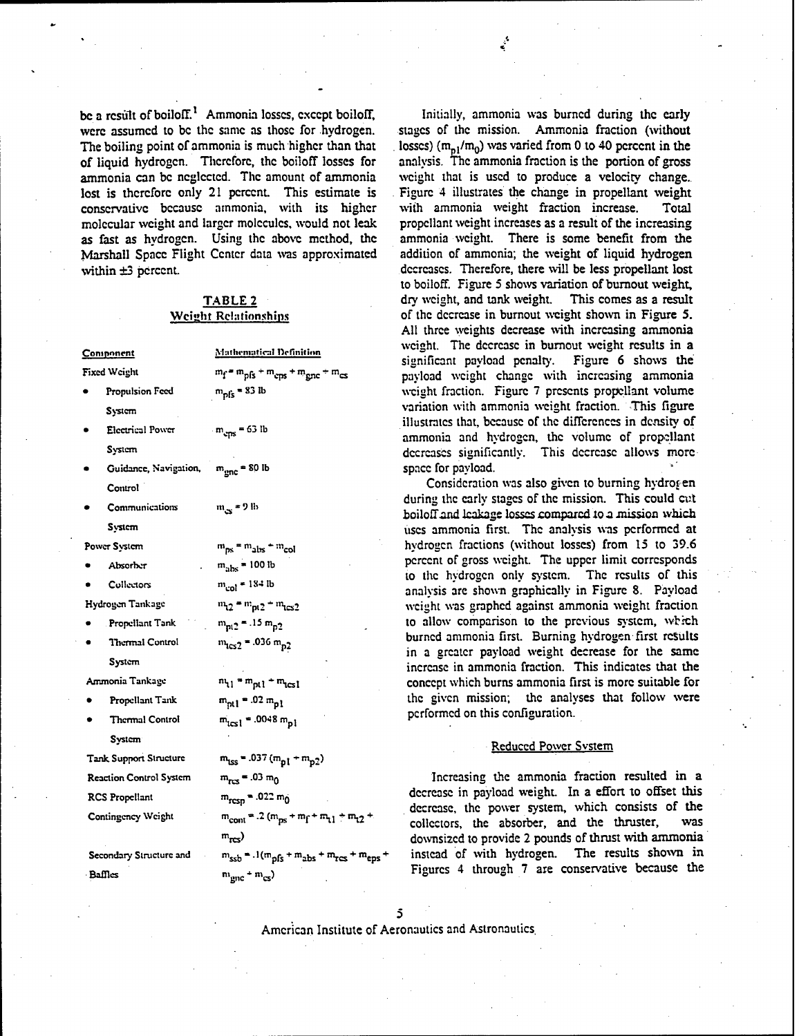be a result of boiloff.[1] Ammonia losses, except boiloff, were assumed to be the same as those for hydrogen. The boiling point of ammonia is much higher than that of liquid hydrogen. Therefore, the boiloff losses for ammonia can be neglected. The amount of ammonia lost is therefore only 21 percent. This estimate is conservative because ammonia, with its higher molecular weight and larger molecules, would not leak as fast as hydrogen. Using the above method, the Marshall Space Flight Center data was approximated within ±3 percent.

## TABLE 2
### Weight Relationships

| Component | Mathematical Definition |
|---|---|
| Fixed Weight | $m_f = m_{pfs} + m_{eps} + m_{gnc} + m_{cs}$ |
| • Propulsion Feed System | $m_{pfs} = 83$ lb |
| • Electrical Power System | $m_{eps} = 63$ lb |
| • Guidance, Navigation, Control | $m_{gnc} = 80$ lb |
| • Communications System | $m_{cs} = 9$ lb |
| Power System | $m_{ps} = m_{abs} + m_{col}$ |
| • Absorber | $m_{abs} = 100$ lb |
| • Collectors | $m_{col} = 184$ lb |
| Hydrogen Tankage | $m_{t2} = m_{pt2} + m_{tcs2}$ |
| • Propellant Tank | $m_{pt2} = .15\, m_{p2}$ |
| • Thermal Control System | $m_{tcs2} = .036\, m_{p2}$ |
| Ammonia Tankage | $m_{t1} = m_{pt1} + m_{tcs1}$ |
| • Propellant Tank | $m_{pt1} = .02\, m_{p1}$ |
| • Thermal Control System | $m_{tcs1} = .0048\, m_{p1}$ |
| Tank Support Structure | $m_{tss} = .037\,(m_{p1} + m_{p2})$ |
| Reaction Control System | $m_{rcs} = .03\, m_0$ |
| RCS Propellant | $m_{rcsp} = .022\, m_0$ |
| Contingency Weight | $m_{cont} = .2\,(m_{ps} + m_f + m_{t1} + m_{t2} + m_{rcs})$ |
| Secondary Structure and Baffles | $m_{ssb} = .1(m_{pfs} + m_{abs} + m_{rcs} + m_{eps} + m_{gnc} + m_{cs})$ |

Initially, ammonia was burned during the early stages of the mission. Ammonia fraction (without losses) ($m_{p1}/m_0$) was varied from 0 to 40 percent in the analysis. The ammonia fraction is the portion of gross weight that is used to produce a velocity change. Figure 4 illustrates the change in propellant weight with ammonia weight fraction increase. Total propellant weight increases as a result of the increasing ammonia weight. There is some benefit from the addition of ammonia; the weight of liquid hydrogen decreases. Therefore, there will be less propellant lost to boiloff. Figure 5 shows variation of burnout weight, dry weight, and tank weight. This comes as a result of the decrease in burnout weight shown in Figure 5. All three weights decrease with increasing ammonia weight. The decrease in burnout weight results in a significant payload penalty. Figure 6 shows the payload weight change with increasing ammonia weight fraction. Figure 7 presents propellant volume variation with ammonia weight fraction. This figure illustrates that, because of the differences in density of ammonia and hydrogen, the volume of propellant decreases significantly. This decrease allows more space for payload.

Consideration was also given to burning hydrogen during the early stages of the mission. This could cut boiloff and leakage losses compared to a mission which uses ammonia first. The analysis was performed at hydrogen fractions (without losses) from 15 to 39.6 percent of gross weight. The upper limit corresponds to the hydrogen only system. The results of this analysis are shown graphically in Figure 8. Payload weight was graphed against ammonia weight fraction to allow comparison to the previous system, which burned ammonia first. Burning hydrogen first results in a greater payload weight decrease for the same increase in ammonia fraction. This indicates that the concept which burns ammonia first is more suitable for the given mission; the analyses that follow were performed on this configuration.

### Reduced Power System

Increasing the ammonia fraction resulted in a decrease in payload weight. In a effort to offset this decrease, the power system, which consists of the collectors, the absorber, and the thruster, was downsized to provide 2 pounds of thrust with ammonia instead of with hydrogen. The results shown in Figures 4 through 7 are conservative because the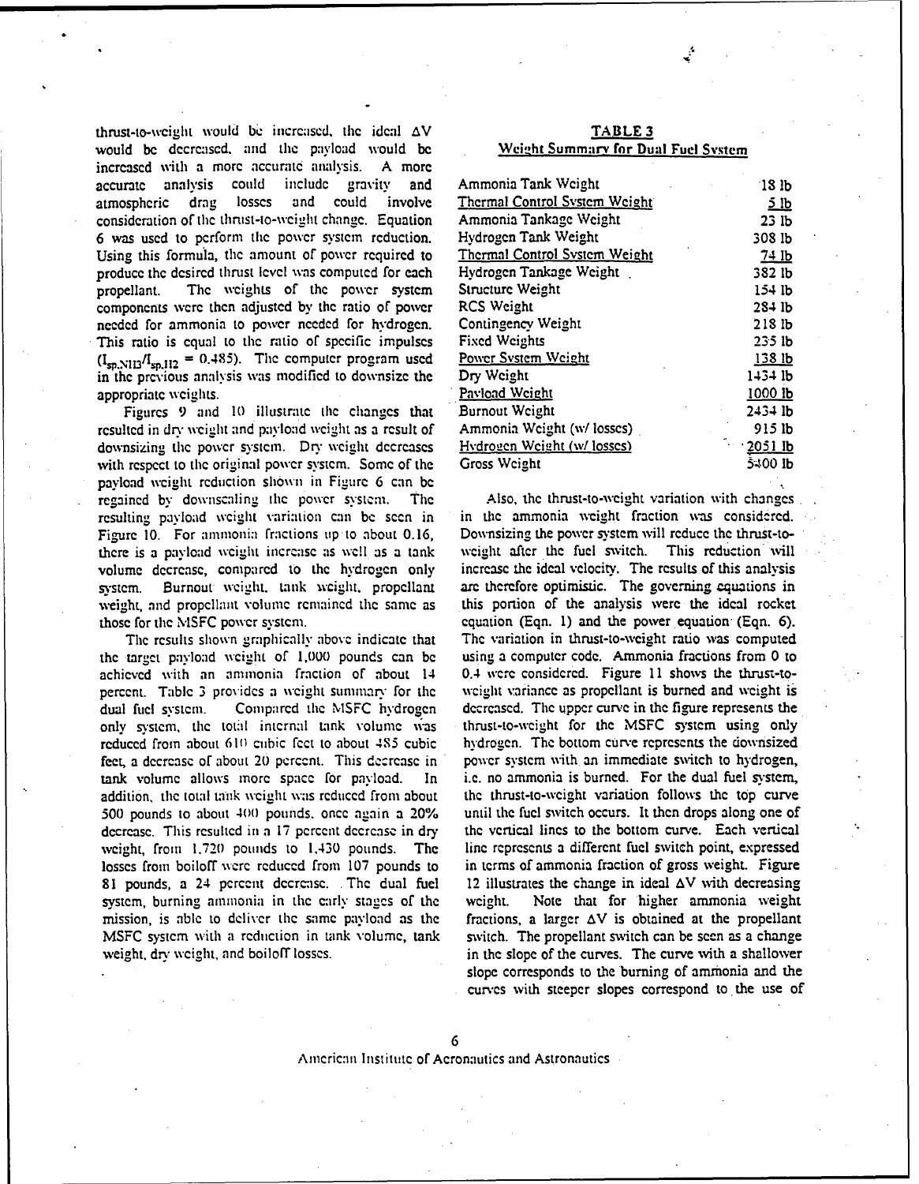thrust-to-weight would be increased, the ideal $\Delta V$ would be decreased, and the payload would be increased with a more accurate analysis. A more accurate analysis could include gravity and atmospheric drag losses and could involve consideration of the thrust-to-weight change. Equation 6 was used to perform the power system reduction. Using this formula, the amount of power required to produce the desired thrust level was computed for each propellant. The weights of the power system components were then adjusted by the ratio of power needed for ammonia to power needed for hydrogen. This ratio is equal to the ratio of specific impulses ($I_{sp,NH3}/I_{sp,H2} = 0.485$). The computer program used in the previous analysis was modified to downsize the appropriate weights.

Figures 9 and 10 illustrate the changes that resulted in dry weight and payload weight as a result of downsizing the power system. Dry weight decreases with respect to the original power system. Some of the payload weight reduction shown in Figure 6 can be regained by downscaling the power system. The resulting payload weight variation can be seen in Figure 10. For ammonia fractions up to about 0.16, there is a payload weight increase as well as a tank volume decrease, compared to the hydrogen only system. Burnout weight, tank weight, propellant weight, and propellant volume remained the same as those for the MSFC power system.

The results shown graphically above indicate that the target payload weight of 1,000 pounds can be achieved with an ammonia fraction of about 14 percent. Table 3 provides a weight summary for the dual fuel system. Compared the MSFC hydrogen only system, the total internal tank volume was reduced from about 610 cubic feet to about 485 cubic feet, a decrease of about 20 percent. This decrease in tank volume allows more space for payload. In addition, the total tank weight was reduced from about 500 pounds to about 400 pounds, once again a 20% decrease. This resulted in a 17 percent decrease in dry weight, from 1,720 pounds to 1,430 pounds. The losses from boiloff were reduced from 107 pounds to 81 pounds, a 24 percent decrease. The dual fuel system, burning ammonia in the early stages of the mission, is able to deliver the same payload as the MSFC system with a reduction in tank volume, tank weight, dry weight, and boiloff losses.

**TABLE 3**
**Weight Summary for Dual Fuel System**

| Item | Weight |
|---|---|
| Ammonia Tank Weight | 18 lb |
| Thermal Control System Weight | 5 lb |
| Ammonia Tankage Weight | 23 lb |
| Hydrogen Tank Weight | 308 lb |
| Thermal Control System Weight | 74 lb |
| Hydrogen Tankage Weight | 382 lb |
| Structure Weight | 154 lb |
| RCS Weight | 284 lb |
| Contingency Weight | 218 lb |
| Fixed Weights | 235 lb |
| Power System Weight | 138 lb |
| Dry Weight | 1434 lb |
| Payload Weight | 1000 lb |
| Burnout Weight | 2434 lb |
| Ammonia Weight (w/ losses) | 915 lb |
| Hydrogen Weight (w/ losses) | 2051 lb |
| Gross Weight | 5400 lb |

Also, the thrust-to-weight variation with changes in the ammonia weight fraction was considered. Downsizing the power system will reduce the thrust-to-weight after the fuel switch. This reduction will increase the ideal velocity. The results of this analysis are therefore optimistic. The governing equations in this portion of the analysis were the ideal rocket equation (Eqn. 1) and the power equation (Eqn. 6). The variation in thrust-to-weight ratio was computed using a computer code. Ammonia fractions from 0 to 0.4 were considered. Figure 11 shows the thrust-to-weight variance as propellant is burned and weight is decreased. The upper curve in the figure represents the thrust-to-weight for the MSFC system using only hydrogen. The bottom curve represents the downsized power system with an immediate switch to hydrogen, i.e. no ammonia is burned. For the dual fuel system, the thrust-to-weight variation follows the top curve until the fuel switch occurs. It then drops along one of the vertical lines to the bottom curve. Each vertical line represents a different fuel switch point, expressed in terms of ammonia fraction of gross weight. Figure 12 illustrates the change in ideal $\Delta V$ with decreasing weight. Note that for higher ammonia weight fractions, a larger $\Delta V$ is obtained at the propellant switch. The propellant switch can be seen as a change in the slope of the curves. The curve with a shallower slope corresponds to the burning of ammonia and the curves with steeper slopes correspond to the use of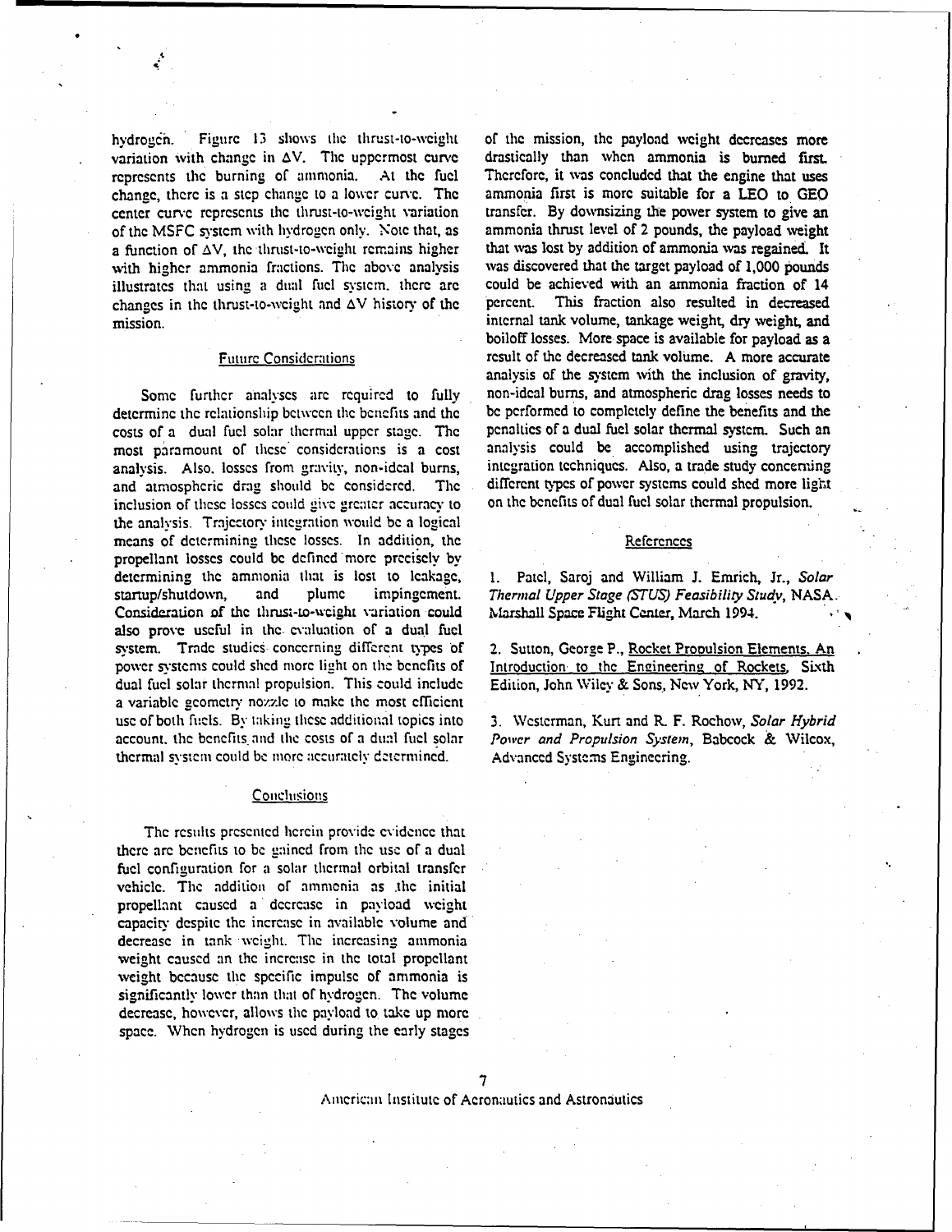hydrogen. Figure 13 shows the thrust-to-weight variation with change in ΔV. The uppermost curve represents the burning of ammonia. At the fuel change, there is a step change to a lower curve. The center curve represents the thrust-to-weight variation of the MSFC system with hydrogen only. Note that, as a function of ΔV, the thrust-to-weight remains higher with higher ammonia fractions. The above analysis illustrates that using a dual fuel system, there are changes in the thrust-to-weight and ΔV history of the mission.

## Future Considerations

Some further analyses are required to fully determine the relationship between the benefits and the costs of a dual fuel solar thermal upper stage. The most paramount of these considerations is a cost analysis. Also, losses from gravity, non-ideal burns, and atmospheric drag should be considered. The inclusion of these losses could give greater accuracy to the analysis. Trajectory integration would be a logical means of determining these losses. In addition, the propellant losses could be defined more precisely by determining the ammonia that is lost to leakage, startup/shutdown, and plume impingement. Consideration of the thrust-to-weight variation could also prove useful in the evaluation of a dual fuel system. Trade studies concerning different types of power systems could shed more light on the benefits of dual fuel solar thermal propulsion. This could include a variable geometry nozzle to make the most efficient use of both fuels. By taking these additional topics into account, the benefits and the costs of a dual fuel solar thermal system could be more accurately determined.

## Conclusions

The results presented herein provide evidence that there are benefits to be gained from the use of a dual fuel configuration for a solar thermal orbital transfer vehicle. The addition of ammonia as the initial propellant caused a decrease in payload weight capacity despite the increase in available volume and decrease in tank weight. The increasing ammonia weight caused an the increase in the total propellant weight because the specific impulse of ammonia is significantly lower than that of hydrogen. The volume decrease, however, allows the payload to take up more space. When hydrogen is used during the early stages of the mission, the payload weight decreases more drastically than when ammonia is burned first. Therefore, it was concluded that the engine that uses ammonia first is more suitable for a LEO to GEO transfer. By downsizing the power system to give an ammonia thrust level of 2 pounds, the payload weight that was lost by addition of ammonia was regained. It was discovered that the target payload of 1,000 pounds could be achieved with an ammonia fraction of 14 percent. This fraction also resulted in decreased internal tank volume, tankage weight, dry weight, and boiloff losses. More space is available for payload as a result of the decreased tank volume. A more accurate analysis of the system with the inclusion of gravity, non-ideal burns, and atmospheric drag losses needs to be performed to completely define the benefits and the penalties of a dual fuel solar thermal system. Such an analysis could be accomplished using trajectory integration techniques. Also, a trade study concerning different types of power systems could shed more light on the benefits of dual fuel solar thermal propulsion.

## References

1. Patel, Saroj and William J. Emrich, Jr., *Solar Thermal Upper Stage (STUS) Feasibility Study*, NASA Marshall Space Flight Center, March 1994.

2. Sutton, George P., Rocket Propulsion Elements, An Introduction to the Engineering of Rockets, Sixth Edition, John Wiley & Sons, New York, NY, 1992.

3. Westerman, Kurt and R. F. Rochow, *Solar Hybrid Power and Propulsion System*, Babcock & Wilcox, Advanced Systems Engineering.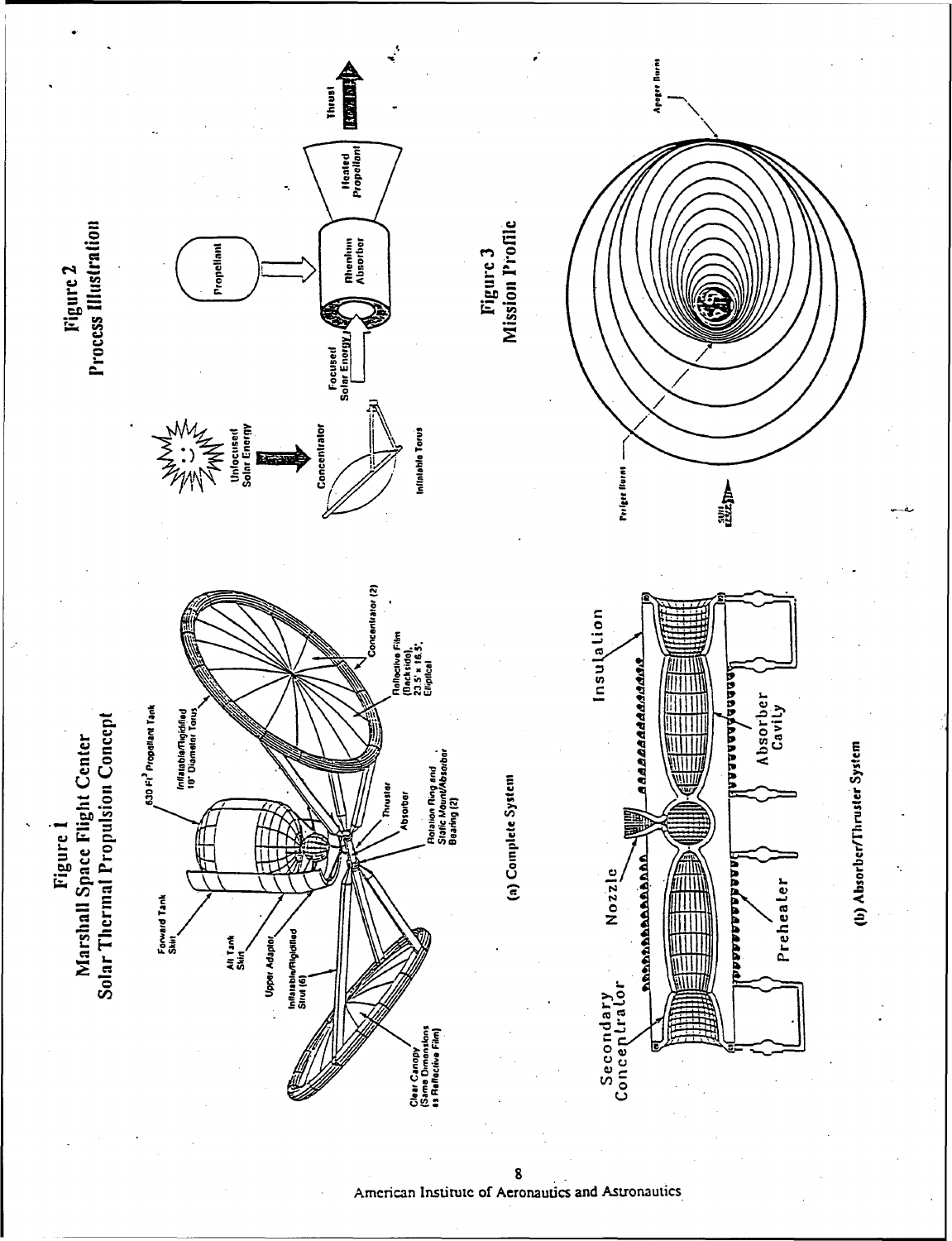# Figure 1
## Marshall Space Flight Center Solar Thermal Propulsion Concept

Forward Tank Skirt

Aft Tank Skirt

Upper Adaptor

Inflatable/Rigidified Strut (6)

Clear Canopy (Same Dimensions as Reflective Film)

630 Ft$^3$ Propellant Tank

Inflatable/Rigidified 10' Diameter Torus

Thruster

Absorber

Rotation Ring and Static Mount/Absorber Bearing (2)

Concentrator (2)

Reflective Film (Backside), 23.5' x 16.5', Elliptical

(a) Complete System

Secondary Concentrator

Nozzle

Preheater

Absorber Cavity

Insulation

(b) Absorber/Thruster System

# Figure 2
## Process Illustration

Unfocused Solar Energy

Concentrator

Inflatable Torus

Focused Solar Energy

Propellant

Rhenium Absorber

Heated Propellant

Thrust

# Figure 3
## Mission Profile

Perigee Burns

Apogee Burns

Sun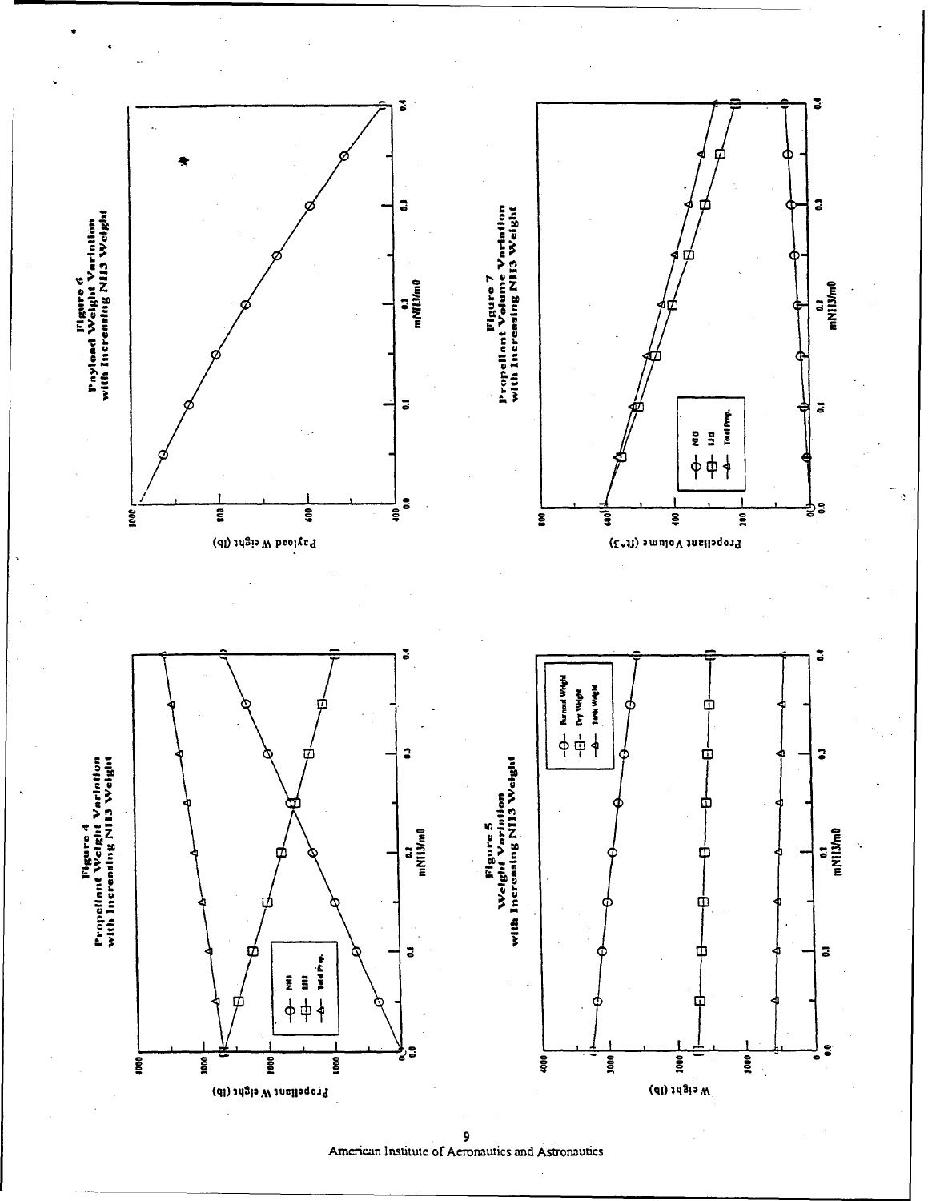**Figure 4**
**Propellant Weight Variation with Increasing NH3 Weight**

**Figure 5**
**Weight Variation with Increasing NH3 Weight**

**Figure 6**
**Payload Weight Variation with Increasing NH3 Weight**

**Figure 7**
**Propellant Volume Variation with Increasing NH3 Weight**

American Institute of Aeronautics and Astronautics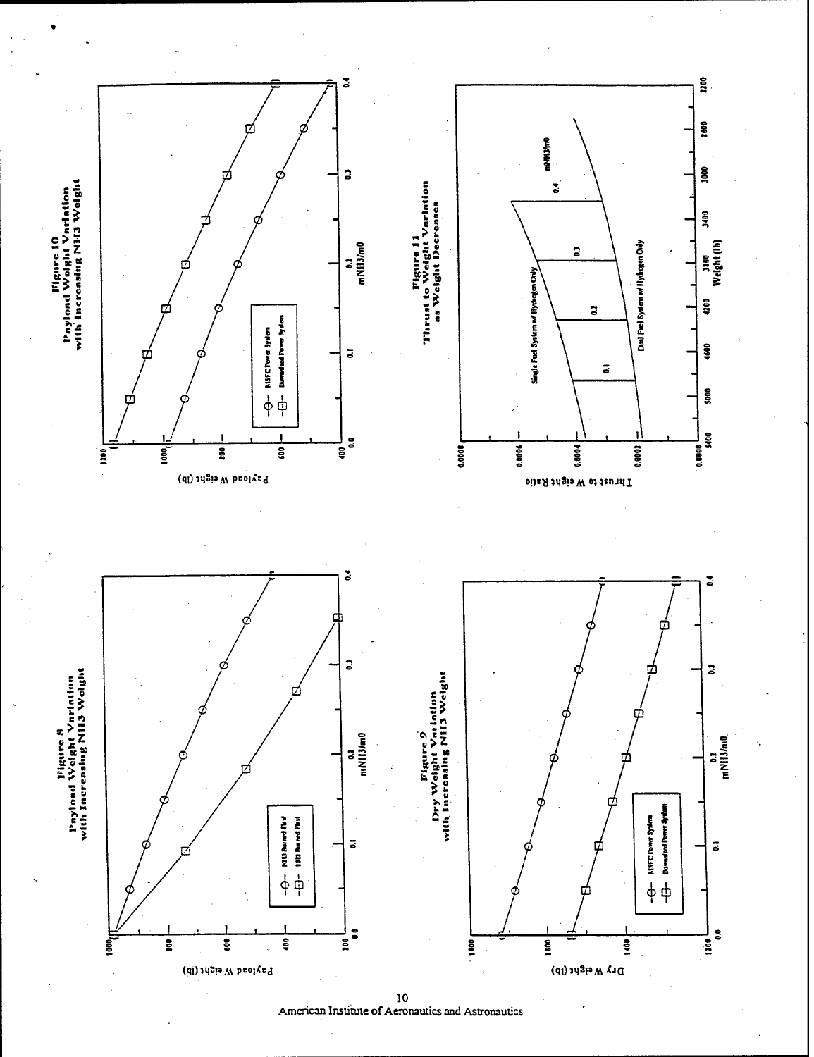**Figure 8**
**Payload Weight Variation with Increasing NH3 Weight**

**Figure 9**
**Dry Weight Variation with Increasing NH3 Weight**

**Figure 10**
**Payload Weight Variation with Increasing NH3 Weight**

**Figure 11**
**Thrust to Weight Variation as Weight Decreases**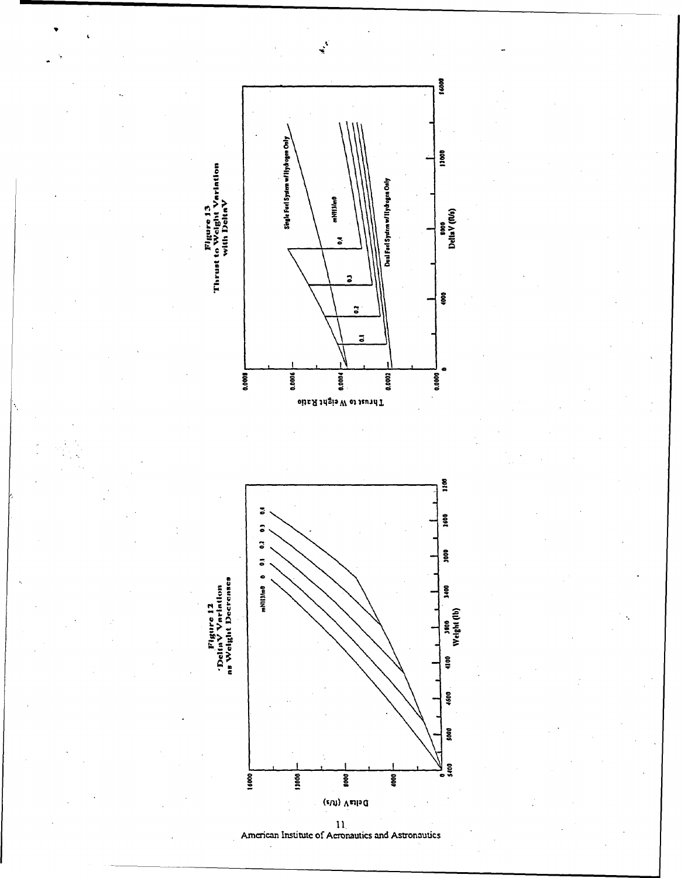Figure 12
DeltaV Variation
as Weight Decreases

DeltaV (ft/s)

16000
12000
8000
4000
0

Weight (lb)

5400
5000
4600
4200
3800
3400
3000
2600
2200

mNH3/m0 0 0.1 0.2 0.3 0.4

Figure 13
Thrust to Weight Variation
with DeltaV

Thrust to Weight Ratio

0.0008
0.0006
0.0004
0.0002
0.0000

DeltaV (ft/s)

0
4000
8000
12000
16000

Single Fuel System w/Hydrogen Only

mNH3/m0

0.1
0.2
0.3
0.4

Dual Fuel System w/Hydrogen Only

American Institute of Aeronautics and Astronautics